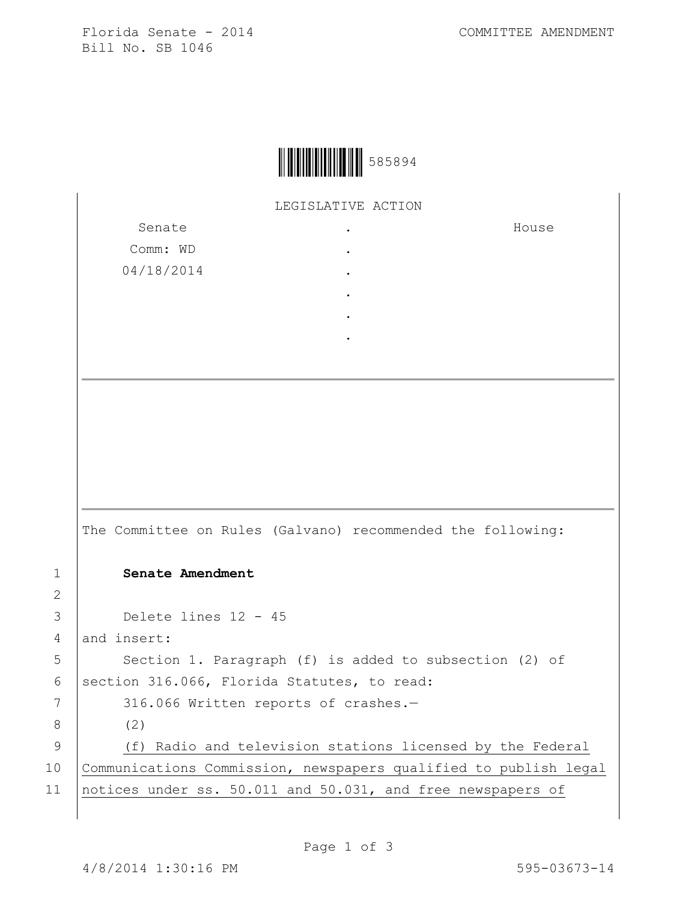Florida Senate - 2014 COMMITTEE AMENDMENT
Bill No. SB 1046

585894

LEGISLATIVE ACTION

| Senate | . | House |
|---|---|---|
| Comm: WD | . | |
| 04/18/2014 | . | |
| | . | |
| | . | |
| | . | |

---

The Committee on Rules (Galvano) recommended the following:

1 **Senate Amendment**

2

3 Delete lines 12 - 45

4 and insert:

5 Section 1. Paragraph (f) is added to subsection (2) of

6 section 316.066, Florida Statutes, to read:

7 316.066 Written reports of crashes.—

8 (2)

9 <u>(f) Radio and television stations licensed by the Federal</u>

10 <u>Communications Commission, newspapers qualified to publish legal</u>

11 <u>notices under ss. 50.011 and 50.031, and free newspapers of</u>

4/8/2014 1:30:16 PM 595-03673-14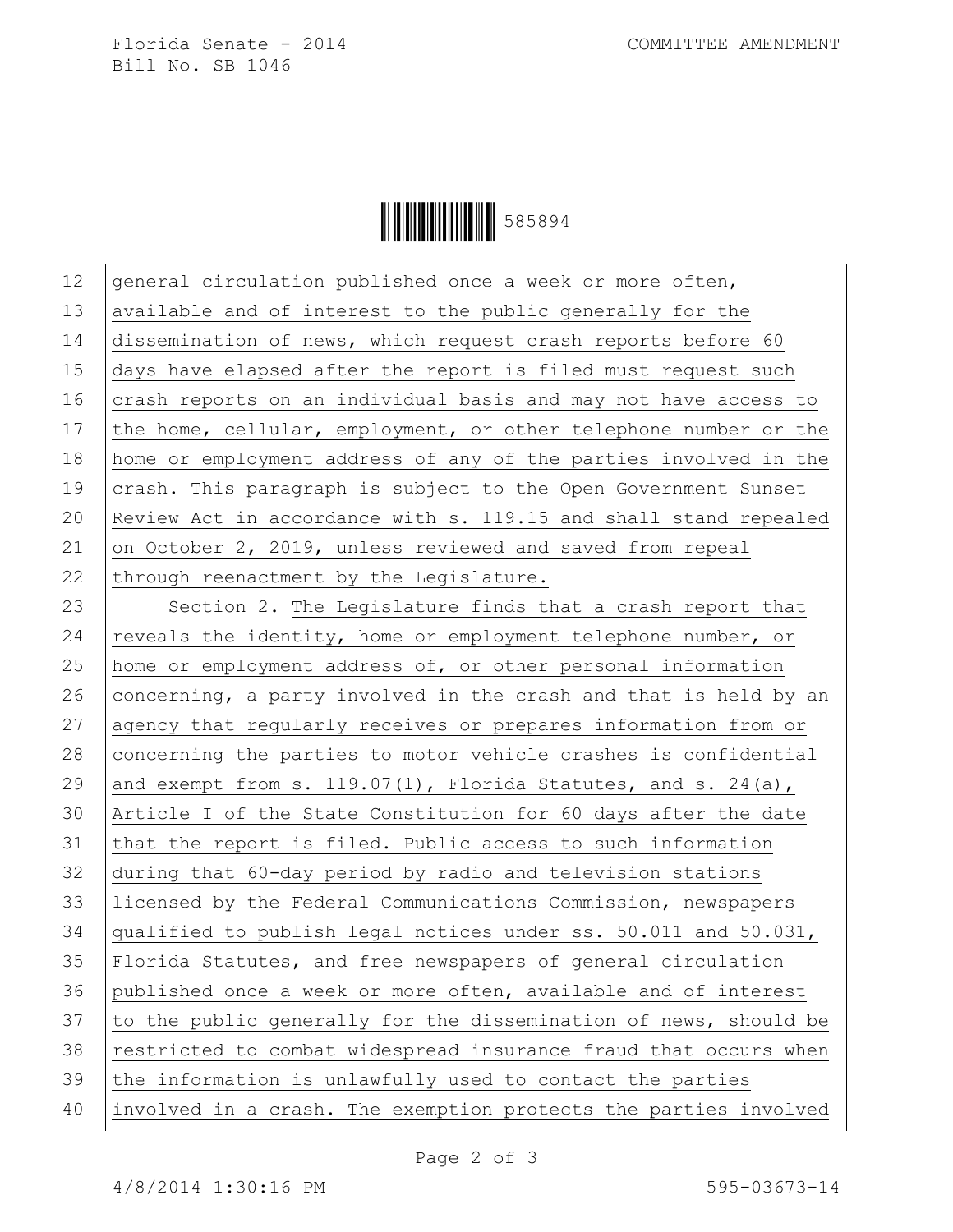general circulation published once a week or more often, available and of interest to the public generally for the dissemination of news, which request crash reports before 60 days have elapsed after the report is filed must request such crash reports on an individual basis and may not have access to the home, cellular, employment, or other telephone number or the home or employment address of any of the parties involved in the crash. This paragraph is subject to the Open Government Sunset Review Act in accordance with s. 119.15 and shall stand repealed on October 2, 2019, unless reviewed and saved from repeal through reenactment by the Legislature.

Section 2. The Legislature finds that a crash report that reveals the identity, home or employment telephone number, or home or employment address of, or other personal information concerning, a party involved in the crash and that is held by an agency that regularly receives or prepares information from or concerning the parties to motor vehicle crashes is confidential and exempt from s. 119.07(1), Florida Statutes, and s. 24(a), Article I of the State Constitution for 60 days after the date that the report is filed. Public access to such information during that 60-day period by radio and television stations licensed by the Federal Communications Commission, newspapers qualified to publish legal notices under ss. 50.011 and 50.031, Florida Statutes, and free newspapers of general circulation published once a week or more often, available and of interest to the public generally for the dissemination of news, should be restricted to combat widespread insurance fraud that occurs when the information is unlawfully used to contact the parties involved in a crash. The exemption protects the parties involved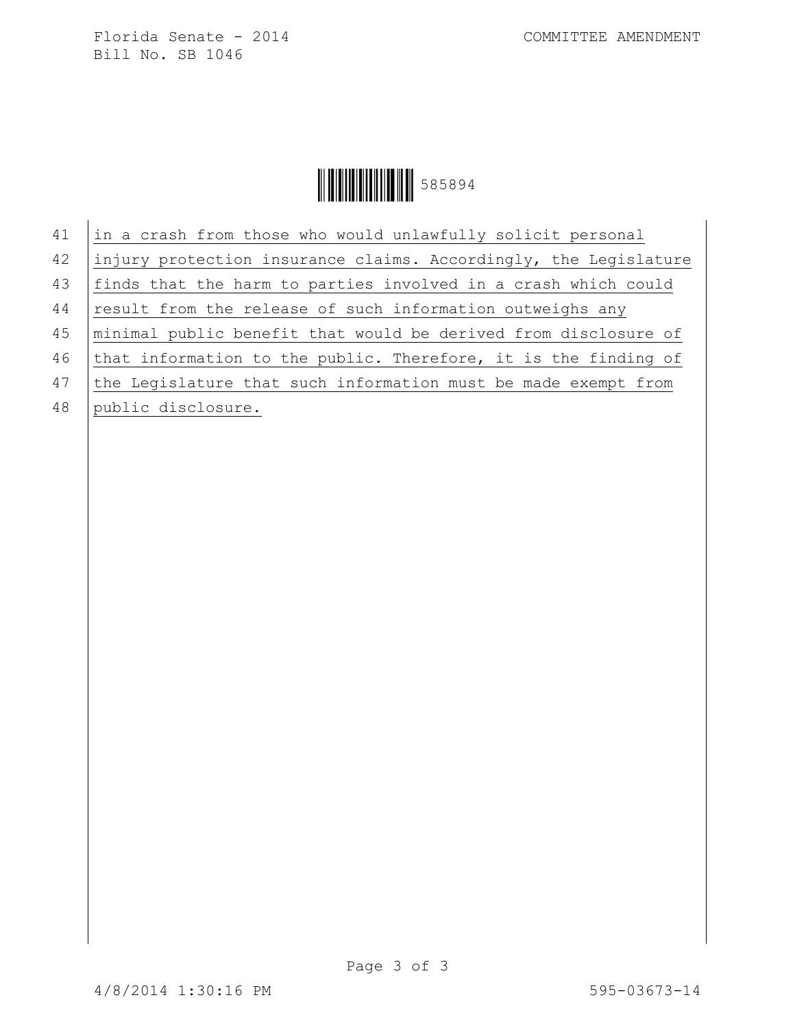41 in a crash from those who would unlawfully solicit personal
42 injury protection insurance claims. Accordingly, the Legislature
43 finds that the harm to parties involved in a crash which could
44 result from the release of such information outweighs any
45 minimal public benefit that would be derived from disclosure of
46 that information to the public. Therefore, it is the finding of
47 the Legislature that such information must be made exempt from
48 public disclosure.